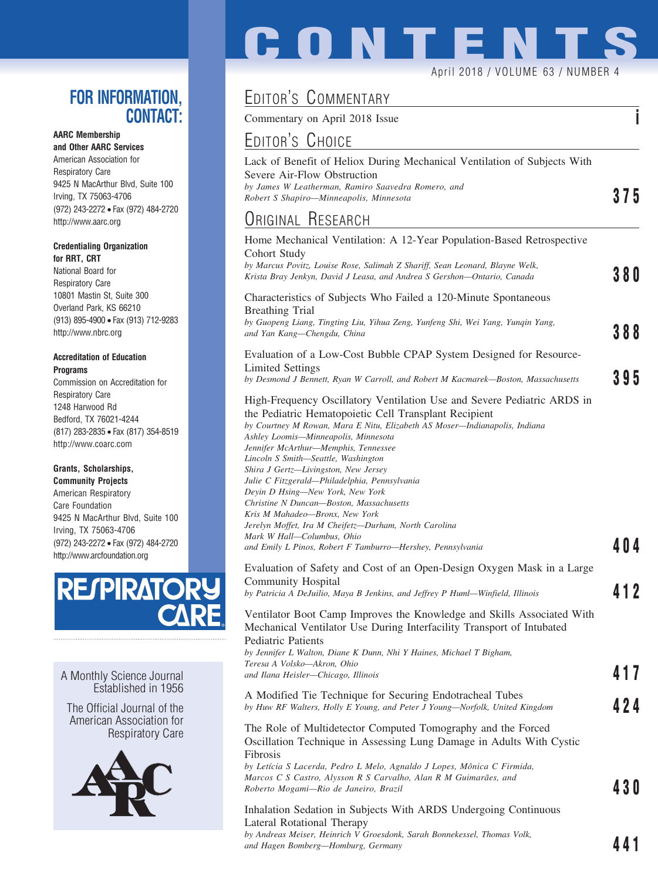# CONTENTS

April 2018 / VOLUME 63 / NUMBER 4

## FOR INFORMATION, CONTACT:

**AARC Membership and Other AARC Services**
American Association for Respiratory Care
9425 N MacArthur Blvd, Suite 100
Irving, TX 75063-4706
(972) 243-2272 • Fax (972) 484-2720
http://www.aarc.org

**Credentialing Organization for RRT, CRT**
National Board for Respiratory Care
10801 Mastin St, Suite 300
Overland Park, KS 66210
(913) 895-4900 • Fax (913) 712-9283
http://www.nbrc.org

**Accreditation of Education Programs**
Commission on Accreditation for Respiratory Care
1248 Harwood Rd
Bedford, TX 76021-4244
(817) 283-2835 • Fax (817) 354-8519
http://www.coarc.com

**Grants, Scholarships, Community Projects**
American Respiratory Care Foundation
9425 N MacArthur Blvd, Suite 100
Irving, TX 75063-4706
(972) 243-2272 • Fax (972) 484-2720
http://www.arcfoundation.org

RESPIRATORY CARE

A Monthly Science Journal
Established in 1956

The Official Journal of the American Association for Respiratory Care

## Editor's Commentary

Commentary on April 2018 Issue — **i**

## Editor's Choice

Lack of Benefit of Heliox During Mechanical Ventilation of Subjects With Severe Air-Flow Obstruction
*by James W Leatherman, Ramiro Saavedra Romero, and Robert S Shapiro—Minneapolis, Minnesota* — **375**

## Original Research

Home Mechanical Ventilation: A 12-Year Population-Based Retrospective Cohort Study
*by Marcus Povitz, Louise Rose, Salimah Z Shariff, Sean Leonard, Blayne Welk, Krista Bray Jenkyn, David J Leasa, and Andrea S Gershon—Ontario, Canada* — **380**

Characteristics of Subjects Who Failed a 120-Minute Spontaneous Breathing Trial
*by Guopeng Liang, Tingting Liu, Yihua Zeng, Yunfeng Shi, Wei Yang, Yunqin Yang, and Yan Kang—Chengdu, China* — **388**

Evaluation of a Low-Cost Bubble CPAP System Designed for Resource-Limited Settings
*by Desmond J Bennett, Ryan W Carroll, and Robert M Kacmarek—Boston, Massachusetts* — **395**

High-Frequency Oscillatory Ventilation Use and Severe Pediatric ARDS in the Pediatric Hematopoietic Cell Transplant Recipient
*by Courtney M Rowan, Mara E Nitu, Elizabeth AS Moser—Indianapolis, Indiana*
*Ashley Loomis—Minneapolis, Minnesota*
*Jennifer McArthur—Memphis, Tennessee*
*Lincoln S Smith—Seattle, Washington*
*Shira J Gertz—Livingston, New Jersey*
*Julie C Fitzgerald—Philadelphia, Pennsylvania*
*Deyin D Hsing—New York, New York*
*Christine N Duncan—Boston, Massachusetts*
*Kris M Mahadeo—Bronx, New York*
*Jerelyn Moffet, Ira M Cheifetz—Durham, North Carolina*
*Mark W Hall—Columbus, Ohio*
*and Emily L Pinos, Robert F Tamburro—Hershey, Pennsylvania* — **404**

Evaluation of Safety and Cost of an Open-Design Oxygen Mask in a Large Community Hospital
*by Patricia A DeJuilio, Maya B Jenkins, and Jeffrey P Huml—Winfield, Illinois* — **412**

Ventilator Boot Camp Improves the Knowledge and Skills Associated With Mechanical Ventilator Use During Interfacility Transport of Intubated Pediatric Patients
*by Jennifer L Walton, Diane K Dunn, Nhi Y Haines, Michael T Bigham, Teresa A Volsko—Akron, Ohio*
*and Ilana Heisler—Chicago, Illinois* — **417**

A Modified Tie Technique for Securing Endotracheal Tubes
*by Huw RF Walters, Holly E Young, and Peter J Young—Norfolk, United Kingdom* — **424**

The Role of Multidetector Computed Tomography and the Forced Oscillation Technique in Assessing Lung Damage in Adults With Cystic Fibrosis
*by Letícia S Lacerda, Pedro L Melo, Agnaldo J Lopes, Mônica C Firmida, Marcos C S Castro, Alysson R S Carvalho, Alan R M Guimarães, and Roberto Mogami—Rio de Janeiro, Brazil* — **430**

Inhalation Sedation in Subjects With ARDS Undergoing Continuous Lateral Rotational Therapy
*by Andreas Meiser, Heinrich V Groesdonk, Sarah Bonnekessel, Thomas Volk, and Hagen Bomberg—Homburg, Germany* — **441**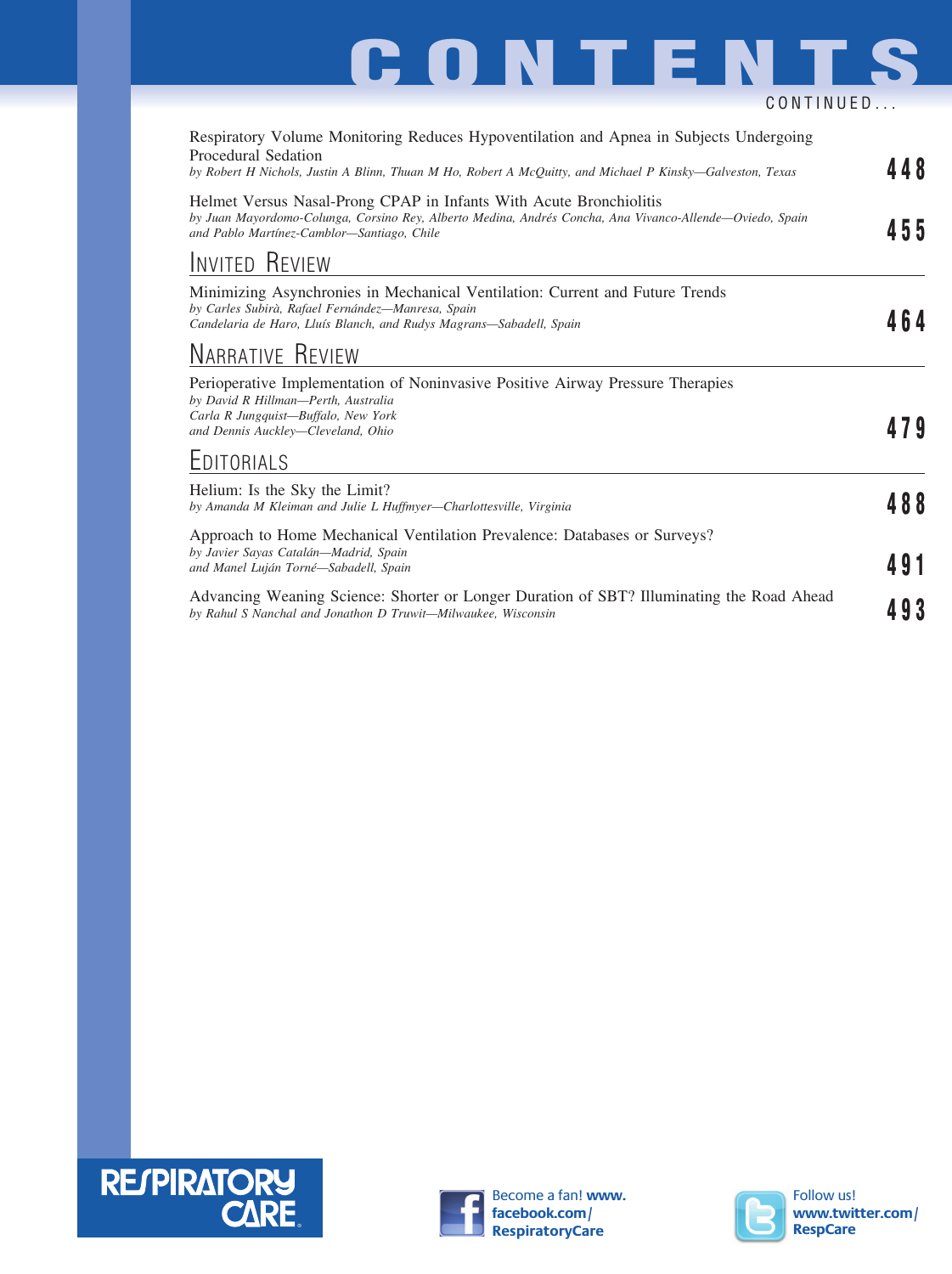# CONTENTS

CONTINUED...

Respiratory Volume Monitoring Reduces Hypoventilation and Apnea in Subjects Undergoing Procedural Sedation
*by Robert H Nichols, Justin A Blinn, Thuan M Ho, Robert A McQuitty, and Michael P Kinsky—Galveston, Texas* **448**

Helmet Versus Nasal-Prong CPAP in Infants With Acute Bronchiolitis
*by Juan Mayordomo-Colunga, Corsino Rey, Alberto Medina, Andrés Concha, Ana Vivanco-Allende—Oviedo, Spain and Pablo Martínez-Camblor—Santiago, Chile* **455**

## Invited Review

Minimizing Asynchronies in Mechanical Ventilation: Current and Future Trends
*by Carles Subirà, Rafael Fernández—Manresa, Spain*
*Candelaria de Haro, Lluís Blanch, and Rudys Magrans—Sabadell, Spain* **464**

## Narrative Review

Perioperative Implementation of Noninvasive Positive Airway Pressure Therapies
*by David R Hillman—Perth, Australia*
*Carla R Jungquist—Buffalo, New York*
*and Dennis Auckley—Cleveland, Ohio* **479**

## Editorials

Helium: Is the Sky the Limit?
*by Amanda M Kleiman and Julie L Huffmyer—Charlottesville, Virginia* **488**

Approach to Home Mechanical Ventilation Prevalence: Databases or Surveys?
*by Javier Sayas Catalán—Madrid, Spain*
*and Manel Luján Torné—Sabadell, Spain* **491**

Advancing Weaning Science: Shorter or Longer Duration of SBT? Illuminating the Road Ahead
*by Rahul S Nanchal and Jonathon D Truwit—Milwaukee, Wisconsin* **493**

RESPIRATORY CARE

Become a fan! www.facebook.com/RespiratoryCare

Follow us! www.twitter.com/RespCare